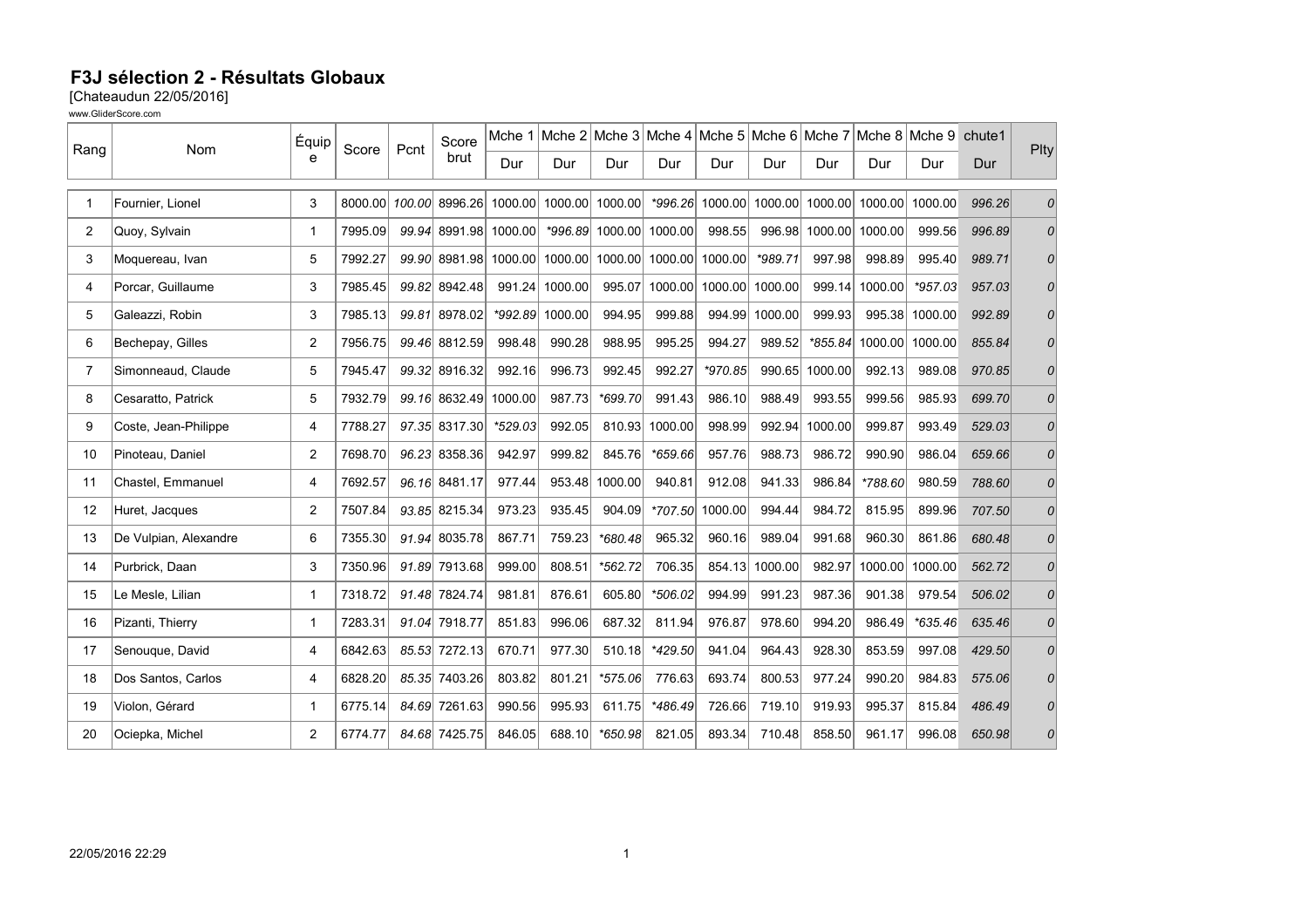# F3J sélection 2 - Résultats Globaux

[Chateaudun 22/05/2016]

www.GliderScore.com

| Rang | Nom | Équipe | Score | Pcnt | Score brut | Mche 1 | Mche 2 | Mche 3 | Mche 4 | Mche 5 | Mche 6 | Mche 7 | Mche 8 | Mche 9 | chute1 | Plty |
|---|---|---|---|---|---|---|---|---|---|---|---|---|---|---|---|---|
| | | | | | | Dur | Dur | Dur | Dur | Dur | Dur | Dur | Dur | Dur | Dur | |
| 1 | Fournier, Lionel | 3 | 8000.00 | 100.00 | 8996.26 | 1000.00 | 1000.00 | 1000.00 | *996.26 | 1000.00 | 1000.00 | 1000.00 | 1000.00 | 1000.00 | 996.26 | 0 |
| 2 | Quoy, Sylvain | 1 | 7995.09 | 99.94 | 8991.98 | 1000.00 | *996.89 | 1000.00 | 1000.00 | 998.55 | 996.98 | 1000.00 | 1000.00 | 999.56 | 996.89 | 0 |
| 3 | Moquereau, Ivan | 5 | 7992.27 | 99.90 | 8981.98 | 1000.00 | 1000.00 | 1000.00 | 1000.00 | 1000.00 | *989.71 | 997.98 | 998.89 | 995.40 | 989.71 | 0 |
| 4 | Porcar, Guillaume | 3 | 7985.45 | 99.82 | 8942.48 | 991.24 | 1000.00 | 995.07 | 1000.00 | 1000.00 | 1000.00 | 999.14 | 1000.00 | *957.03 | 957.03 | 0 |
| 5 | Galeazzi, Robin | 3 | 7985.13 | 99.81 | 8978.02 | *992.89 | 1000.00 | 994.95 | 999.88 | 994.99 | 1000.00 | 999.93 | 995.38 | 1000.00 | 992.89 | 0 |
| 6 | Bechepay, Gilles | 2 | 7956.75 | 99.46 | 8812.59 | 998.48 | 990.28 | 988.95 | 995.25 | 994.27 | 989.52 | *855.84 | 1000.00 | 1000.00 | 855.84 | 0 |
| 7 | Simonneaud, Claude | 5 | 7945.47 | 99.32 | 8916.32 | 992.16 | 996.73 | 992.45 | 992.27 | *970.85 | 990.65 | 1000.00 | 992.13 | 989.08 | 970.85 | 0 |
| 8 | Cesaratto, Patrick | 5 | 7932.79 | 99.16 | 8632.49 | 1000.00 | 987.73 | *699.70 | 991.43 | 986.10 | 988.49 | 993.55 | 999.56 | 985.93 | 699.70 | 0 |
| 9 | Coste, Jean-Philippe | 4 | 7788.27 | 97.35 | 8317.30 | *529.03 | 992.05 | 810.93 | 1000.00 | 998.99 | 992.94 | 1000.00 | 999.87 | 993.49 | 529.03 | 0 |
| 10 | Pinoteau, Daniel | 2 | 7698.70 | 96.23 | 8358.36 | 942.97 | 999.82 | 845.76 | *659.66 | 957.76 | 988.73 | 986.72 | 990.90 | 986.04 | 659.66 | 0 |
| 11 | Chastel, Emmanuel | 4 | 7692.57 | 96.16 | 8481.17 | 977.44 | 953.48 | 1000.00 | 940.81 | 912.08 | 941.33 | 986.84 | *788.60 | 980.59 | 788.60 | 0 |
| 12 | Huret, Jacques | 2 | 7507.84 | 93.85 | 8215.34 | 973.23 | 935.45 | 904.09 | *707.50 | 1000.00 | 994.44 | 984.72 | 815.95 | 899.96 | 707.50 | 0 |
| 13 | De Vulpian, Alexandre | 6 | 7355.30 | 91.94 | 8035.78 | 867.71 | 759.23 | *680.48 | 965.32 | 960.16 | 989.04 | 991.68 | 960.30 | 861.86 | 680.48 | 0 |
| 14 | Purbrick, Daan | 3 | 7350.96 | 91.89 | 7913.68 | 999.00 | 808.51 | *562.72 | 706.35 | 854.13 | 1000.00 | 982.97 | 1000.00 | 1000.00 | 562.72 | 0 |
| 15 | Le Mesle, Lilian | 1 | 7318.72 | 91.48 | 7824.74 | 981.81 | 876.61 | 605.80 | *506.02 | 994.99 | 991.23 | 987.36 | 901.38 | 979.54 | 506.02 | 0 |
| 16 | Pizanti, Thierry | 1 | 7283.31 | 91.04 | 7918.77 | 851.83 | 996.06 | 687.32 | 811.94 | 976.87 | 978.60 | 994.20 | 986.49 | *635.46 | 635.46 | 0 |
| 17 | Senouque, David | 4 | 6842.63 | 85.53 | 7272.13 | 670.71 | 977.30 | 510.18 | *429.50 | 941.04 | 964.43 | 928.30 | 853.59 | 997.08 | 429.50 | 0 |
| 18 | Dos Santos, Carlos | 4 | 6828.20 | 85.35 | 7403.26 | 803.82 | 801.21 | *575.06 | 776.63 | 693.74 | 800.53 | 977.24 | 990.20 | 984.83 | 575.06 | 0 |
| 19 | Violon, Gérard | 1 | 6775.14 | 84.69 | 7261.63 | 990.56 | 995.93 | 611.75 | *486.49 | 726.66 | 719.10 | 919.93 | 995.37 | 815.84 | 486.49 | 0 |
| 20 | Ociepka, Michel | 2 | 6774.77 | 84.68 | 7425.75 | 846.05 | 688.10 | *650.98 | 821.05 | 893.34 | 710.48 | 858.50 | 961.17 | 996.08 | 650.98 | 0 |

22/05/2016 22:29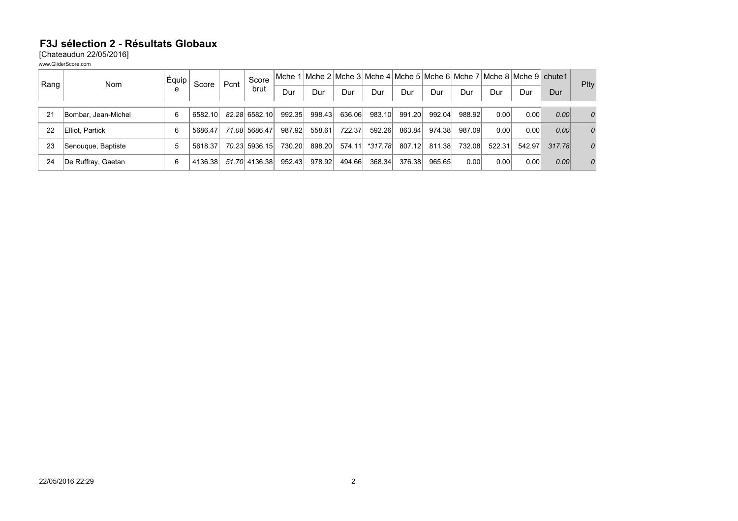# F3J sélection 2 - Résultats Globaux

[Chateaudun 22/05/2016]

www.GliderScore.com

| Rang | Nom | Équipe | Score | Pcnt | Score brut | Mche 1 | Mche 2 | Mche 3 | Mche 4 | Mche 5 | Mche 6 | Mche 7 | Mche 8 | Mche 9 | chute1 | Plty |
|---|---|---|---|---|---|---|---|---|---|---|---|---|---|---|---|---|
| | | | | | | Dur | Dur | Dur | Dur | Dur | Dur | Dur | Dur | Dur | Dur | |
| 21 | Bombar, Jean-Michel | 6 | 6582.10 | *82.28* | 6582.10 | 992.35 | 998.43 | 636.06 | 983.10 | 991.20 | 992.04 | 988.92 | 0.00 | 0.00 | *0.00* | *0* |
| 22 | Elliot, Partick | 6 | 5686.47 | *71.08* | 5686.47 | 987.92 | 558.61 | 722.37 | 592.26 | 863.84 | 974.38 | 987.09 | 0.00 | 0.00 | *0.00* | *0* |
| 23 | Senouque, Baptiste | 5 | 5618.37 | *70.23* | 5936.15 | 730.20 | 898.20 | 574.11 | *\*317.78* | 807.12 | 811.38 | 732.08 | 522.31 | 542.97 | *317.78* | *0* |
| 24 | De Ruffray, Gaetan | 6 | 4136.38 | *51.70* | 4136.38 | 952.43 | 978.92 | 494.66 | 368.34 | 376.38 | 965.65 | 0.00 | 0.00 | 0.00 | *0.00* | *0* |

22/05/2016 22:29